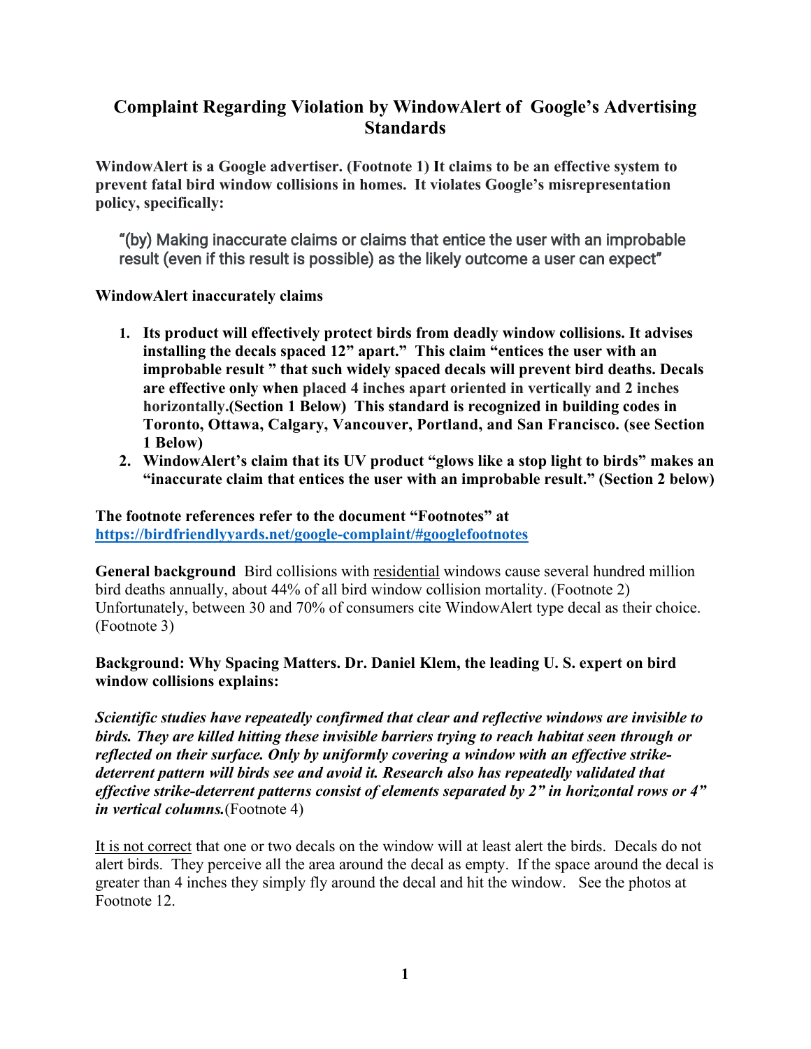# Complaint Regarding Violation by WindowAlert of Google's Advertising Standards

**WindowAlert is a Google advertiser. (Footnote 1) It claims to be an effective system to prevent fatal bird window collisions in homes. It violates Google's misrepresentation policy, specifically:**

> "(by) Making inaccurate claims or claims that entice the user with an improbable result (even if this result is possible) as the likely outcome a user can expect"

**WindowAlert inaccurately claims**

1. **Its product will effectively protect birds from deadly window collisions. It advises installing the decals spaced 12" apart." This claim "entices the user with an improbable result " that such widely spaced decals will prevent bird deaths. Decals are effective only when placed 4 inches apart oriented in vertically and 2 inches horizontally.(Section 1 Below) This standard is recognized in building codes in Toronto, Ottawa, Calgary, Vancouver, Portland, and San Francisco. (see Section 1 Below)**
2. **WindowAlert's claim that its UV product "glows like a stop light to birds" makes an "inaccurate claim that entices the user with an improbable result." (Section 2 below)**

**The footnote references refer to the document "Footnotes" at [https://birdfriendlyyards.net/google-complaint/#googlefootnotes](https://birdfriendlyyards.net/google-complaint/#googlefootnotes)**

**General background** Bird collisions with residential windows cause several hundred million bird deaths annually, about 44% of all bird window collision mortality. (Footnote 2) Unfortunately, between 30 and 70% of consumers cite WindowAlert type decal as their choice. (Footnote 3)

**Background: Why Spacing Matters. Dr. Daniel Klem, the leading U. S. expert on bird window collisions explains:**

***Scientific studies have repeatedly confirmed that clear and reflective windows are invisible to birds. They are killed hitting these invisible barriers trying to reach habitat seen through or reflected on their surface. Only by uniformly covering a window with an effective strike-deterrent pattern will birds see and avoid it. Research also has repeatedly validated that effective strike-deterrent patterns consist of elements separated by 2" in horizontal rows or 4" in vertical columns.*** (Footnote 4)

It is not correct that one or two decals on the window will at least alert the birds. Decals do not alert birds. They perceive all the area around the decal as empty. If the space around the decal is greater than 4 inches they simply fly around the decal and hit the window. See the photos at Footnote 12.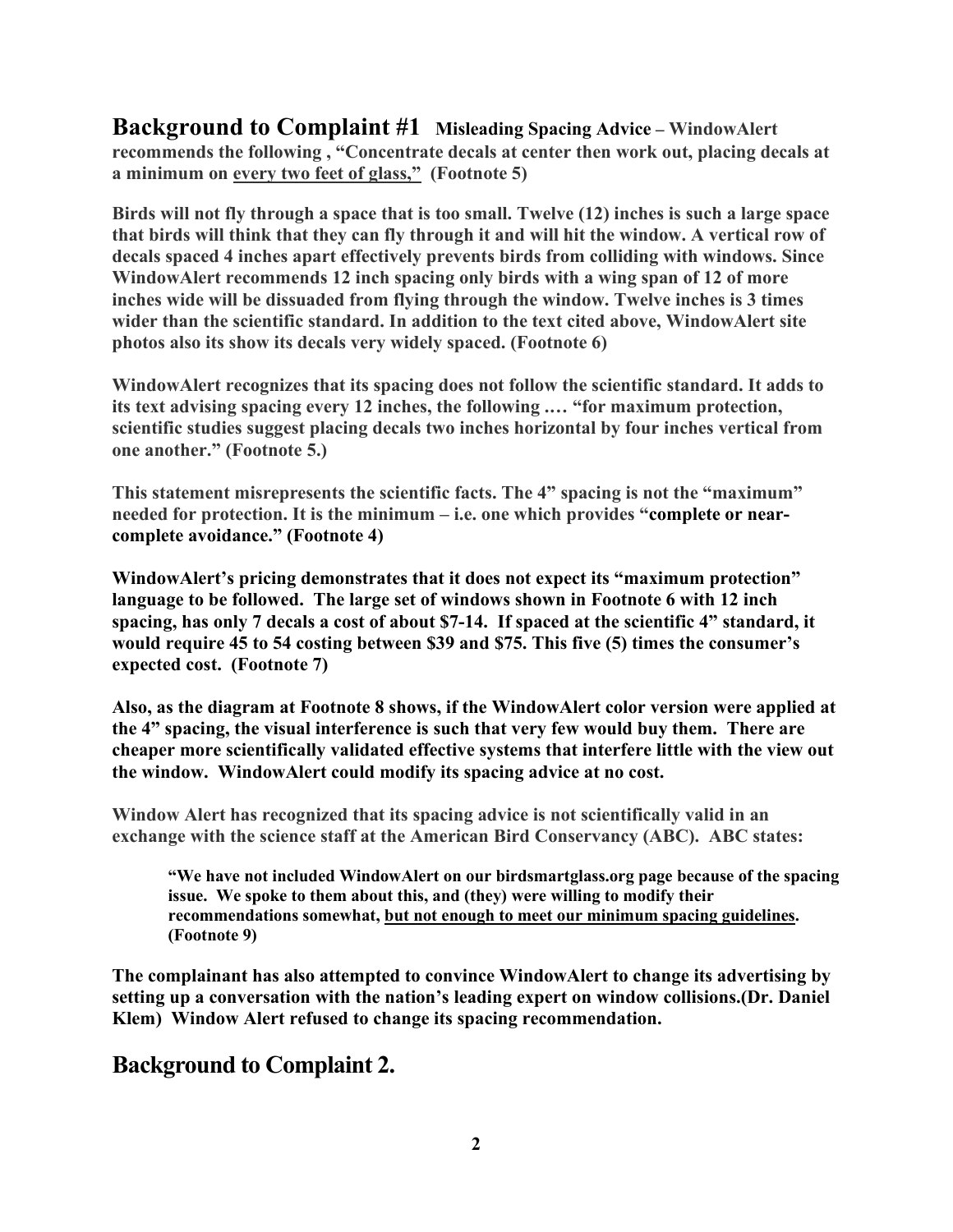## Background to Complaint #1 **Misleading Spacing Advice – WindowAlert recommends the following , "Concentrate decals at center then work out, placing decals at a minimum on every two feet of glass," (Footnote 5)**

**Birds will not fly through a space that is too small. Twelve (12) inches is such a large space that birds will think that they can fly through it and will hit the window. A vertical row of decals spaced 4 inches apart effectively prevents birds from colliding with windows. Since WindowAlert recommends 12 inch spacing only birds with a wing span of 12 of more inches wide will be dissuaded from flying through the window. Twelve inches is 3 times wider than the scientific standard. In addition to the text cited above, WindowAlert site photos also its show its decals very widely spaced. (Footnote 6)**

**WindowAlert recognizes that its spacing does not follow the scientific standard. It adds to its text advising spacing every 12 inches, the following .… "for maximum protection, scientific studies suggest placing decals two inches horizontal by four inches vertical from one another." (Footnote 5.)**

**This statement misrepresents the scientific facts. The 4" spacing is not the "maximum" needed for protection. It is the minimum – i.e. one which provides "complete or near-complete avoidance." (Footnote 4)**

**WindowAlert's pricing demonstrates that it does not expect its "maximum protection" language to be followed. The large set of windows shown in Footnote 6 with 12 inch spacing, has only 7 decals a cost of about $7-14. If spaced at the scientific 4" standard, it would require 45 to 54 costing between $39 and $75. This five (5) times the consumer's expected cost. (Footnote 7)**

**Also, as the diagram at Footnote 8 shows, if the WindowAlert color version were applied at the 4" spacing, the visual interference is such that very few would buy them. There are cheaper more scientifically validated effective systems that interfere little with the view out the window. WindowAlert could modify its spacing advice at no cost.**

**Window Alert has recognized that its spacing advice is not scientifically valid in an exchange with the science staff at the American Bird Conservancy (ABC). ABC states:**

> **"We have not included WindowAlert on our birdsmartglass.org page because of the spacing issue. We spoke to them about this, and (they) were willing to modify their recommendations somewhat, but not enough to meet our minimum spacing guidelines. (Footnote 9)**

**The complainant has also attempted to convince WindowAlert to change its advertising by setting up a conversation with the nation's leading expert on window collisions.(Dr. Daniel Klem) Window Alert refused to change its spacing recommendation.**

## Background to Complaint 2.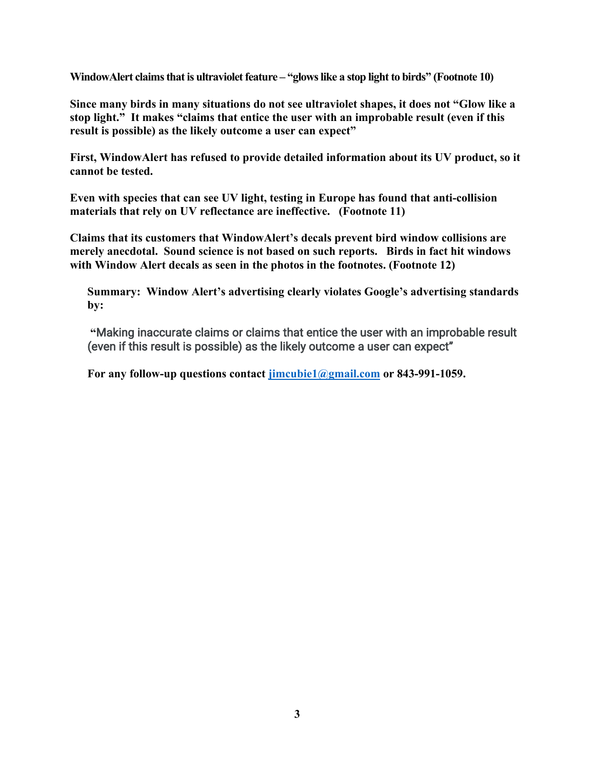**WindowAlert claims that is ultraviolet feature – "glows like a stop light to birds" (Footnote 10)**

**Since many birds in many situations do not see ultraviolet shapes, it does not "Glow like a stop light." It makes "claims that entice the user with an improbable result (even if this result is possible) as the likely outcome a user can expect"**

**First, WindowAlert has refused to provide detailed information about its UV product, so it cannot be tested.**

**Even with species that can see UV light, testing in Europe has found that anti-collision materials that rely on UV reflectance are ineffective. (Footnote 11)**

**Claims that its customers that WindowAlert's decals prevent bird window collisions are merely anecdotal. Sound science is not based on such reports. Birds in fact hit windows with Window Alert decals as seen in the photos in the footnotes. (Footnote 12)**

**Summary: Window Alert's advertising clearly violates Google's advertising standards by:**

"Making inaccurate claims or claims that entice the user with an improbable result (even if this result is possible) as the likely outcome a user can expect"

**For any follow-up questions contact [jimcubie1@gmail.com](mailto:jimcubie1@gmail.com) or 843-991-1059.**